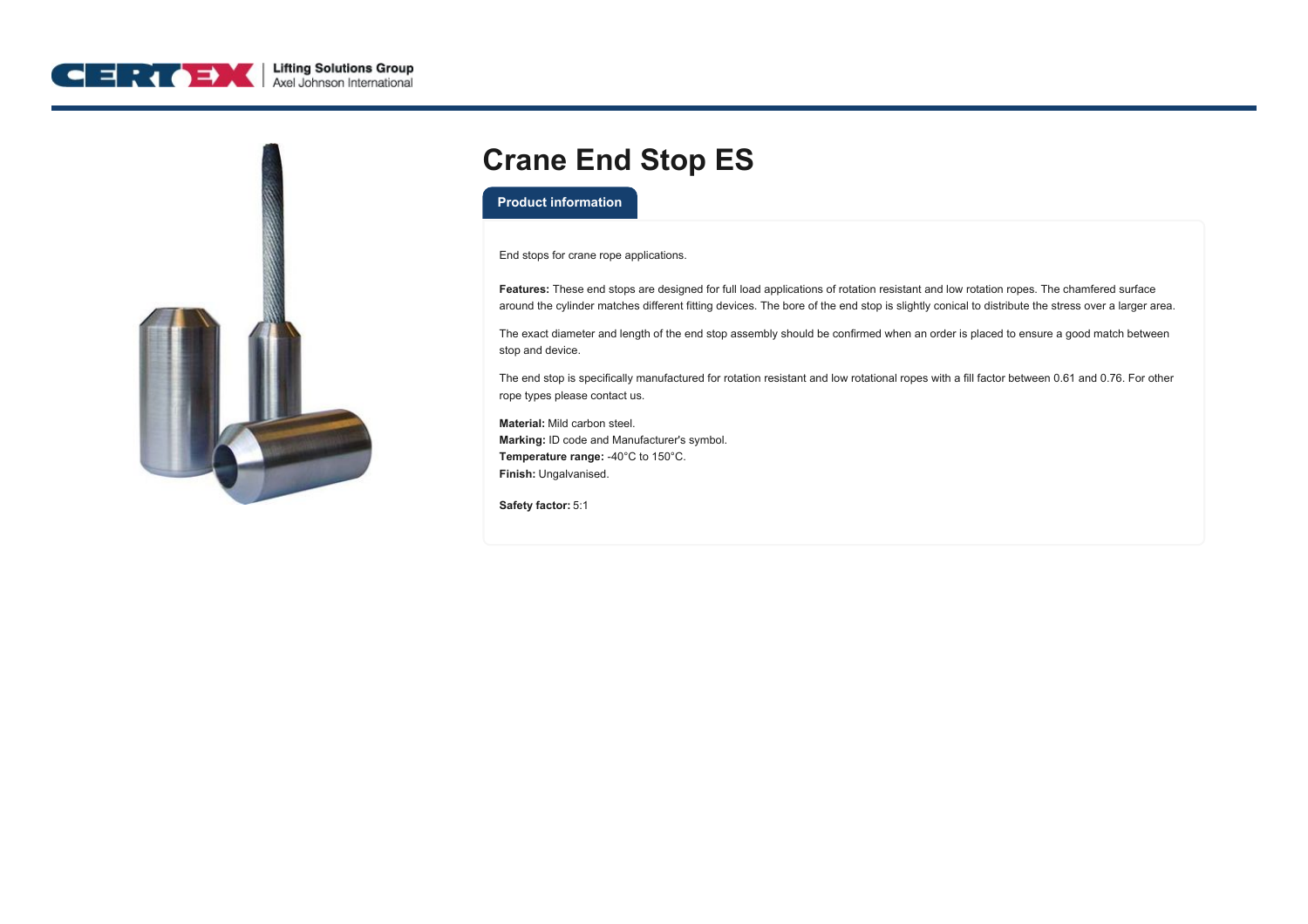# Crane End Stop ES

## Product information

End stops for crane rope applications.

**Features:** These end stops are designed for full load applications of rotation resistant and low rotation ropes. The chamfered surface around the cylinder matches different fitting devices. The bore of the end stop is slightly conical to distribute the stress over a larger area.

The exact diameter and length of the end stop assembly should be confirmed when an order is placed to ensure a good match between stop and device.

The end stop is specifically manufactured for rotation resistant and low rotational ropes with a fill factor between 0.61 and 0.76. For other rope types please contact us.

**Material:** Mild carbon steel.
**Marking:** ID code and Manufacturer's symbol.
**Temperature range:** -40°C to 150°C.
**Finish:** Ungalvanised.

**Safety factor:** 5:1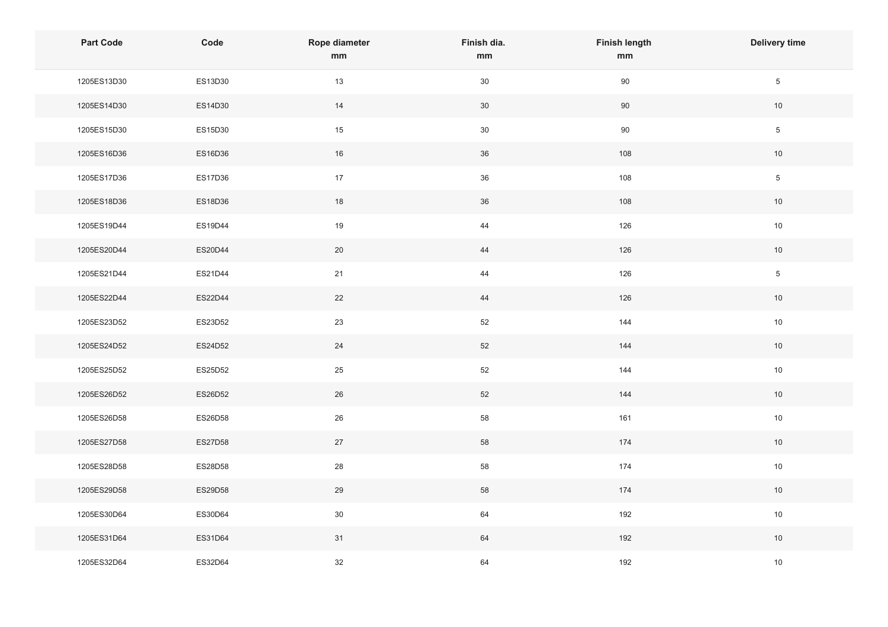| Part Code | Code | Rope diameter mm | Finish dia. mm | Finish length mm | Delivery time |
|---|---|---|---|---|---|
| 1205ES13D30 | ES13D30 | 13 | 30 | 90 | 5 |
| 1205ES14D30 | ES14D30 | 14 | 30 | 90 | 10 |
| 1205ES15D30 | ES15D30 | 15 | 30 | 90 | 5 |
| 1205ES16D36 | ES16D36 | 16 | 36 | 108 | 10 |
| 1205ES17D36 | ES17D36 | 17 | 36 | 108 | 5 |
| 1205ES18D36 | ES18D36 | 18 | 36 | 108 | 10 |
| 1205ES19D44 | ES19D44 | 19 | 44 | 126 | 10 |
| 1205ES20D44 | ES20D44 | 20 | 44 | 126 | 10 |
| 1205ES21D44 | ES21D44 | 21 | 44 | 126 | 5 |
| 1205ES22D44 | ES22D44 | 22 | 44 | 126 | 10 |
| 1205ES23D52 | ES23D52 | 23 | 52 | 144 | 10 |
| 1205ES24D52 | ES24D52 | 24 | 52 | 144 | 10 |
| 1205ES25D52 | ES25D52 | 25 | 52 | 144 | 10 |
| 1205ES26D52 | ES26D52 | 26 | 52 | 144 | 10 |
| 1205ES26D58 | ES26D58 | 26 | 58 | 161 | 10 |
| 1205ES27D58 | ES27D58 | 27 | 58 | 174 | 10 |
| 1205ES28D58 | ES28D58 | 28 | 58 | 174 | 10 |
| 1205ES29D58 | ES29D58 | 29 | 58 | 174 | 10 |
| 1205ES30D64 | ES30D64 | 30 | 64 | 192 | 10 |
| 1205ES31D64 | ES31D64 | 31 | 64 | 192 | 10 |
| 1205ES32D64 | ES32D64 | 32 | 64 | 192 | 10 |